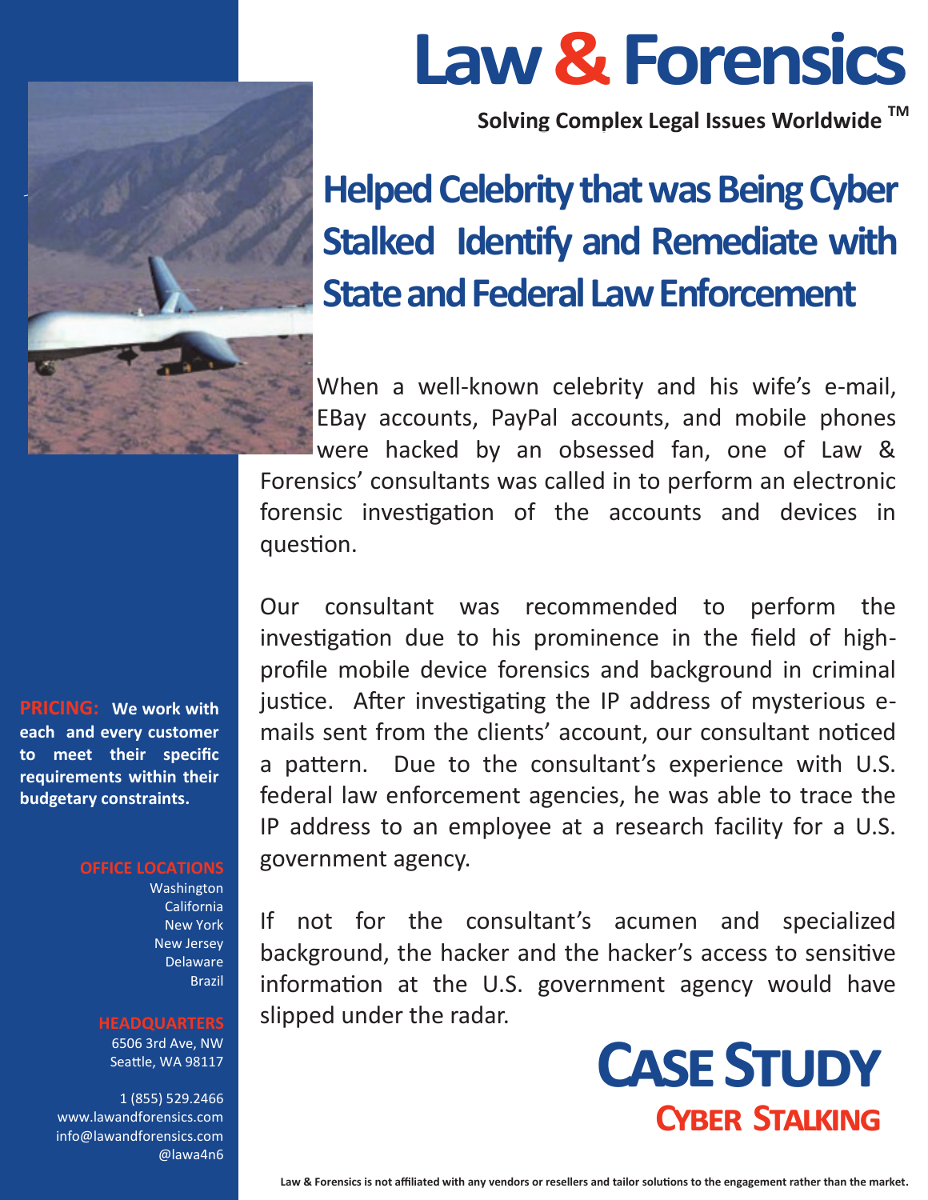# Law & Forensics

**Solving Complex Legal Issues Worldwide ™**

## Helped Celebrity that was Being Cyber Stalked Identify and Remediate with State and Federal Law Enforcement

When a well-known celebrity and his wife's e-mail, EBay accounts, PayPal accounts, and mobile phones were hacked by an obsessed fan, one of Law & Forensics' consultants was called in to perform an electronic forensic investigation of the accounts and devices in question.

Our consultant was recommended to perform the investigation due to his prominence in the field of high-profile mobile device forensics and background in criminal justice. After investigating the IP address of mysterious e-mails sent from the clients' account, our consultant noticed a pattern. Due to the consultant's experience with U.S. federal law enforcement agencies, he was able to trace the IP address to an employee at a research facility for a U.S. government agency.

If not for the consultant's acumen and specialized background, the hacker and the hacker's access to sensitive information at the U.S. government agency would have slipped under the radar.

**PRICING:** **We work with each and every customer to meet their specific requirements within their budgetary constraints.**

**OFFICE LOCATIONS**

Washington
California
New York
New Jersey
Delaware
Brazil

**HEADQUARTERS**

6506 3rd Ave, NW
Seattle, WA 98117

1 (855) 529.2466
www.lawandforensics.com
info@lawandforensics.com
@lawa4n6

## CASE STUDY

### CYBER STALKING

Law & Forensics is not affiliated with any vendors or resellers and tailor solutions to the engagement rather than the market.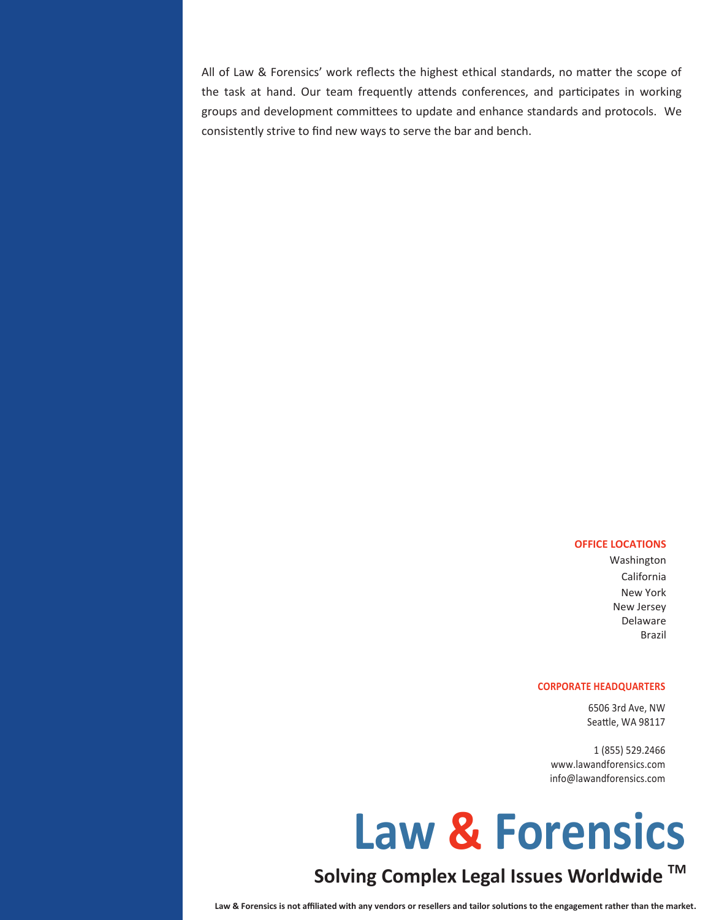All of Law & Forensics' work reflects the highest ethical standards, no matter the scope of the task at hand. Our team frequently attends conferences, and participates in working groups and development committees to update and enhance standards and protocols. We consistently strive to find new ways to serve the bar and bench.

**OFFICE LOCATIONS**

Washington
California
New York
New Jersey
Delaware
Brazil

**CORPORATE HEADQUARTERS**

6506 3rd Ave, NW
Seattle, WA 98117

1 (855) 529.2466
www.lawandforensics.com
info@lawandforensics.com

# Law & Forensics

**Solving Complex Legal Issues Worldwide ™**

**Law & Forensics is not affiliated with any vendors or resellers and tailor solutions to the engagement rather than the market.**